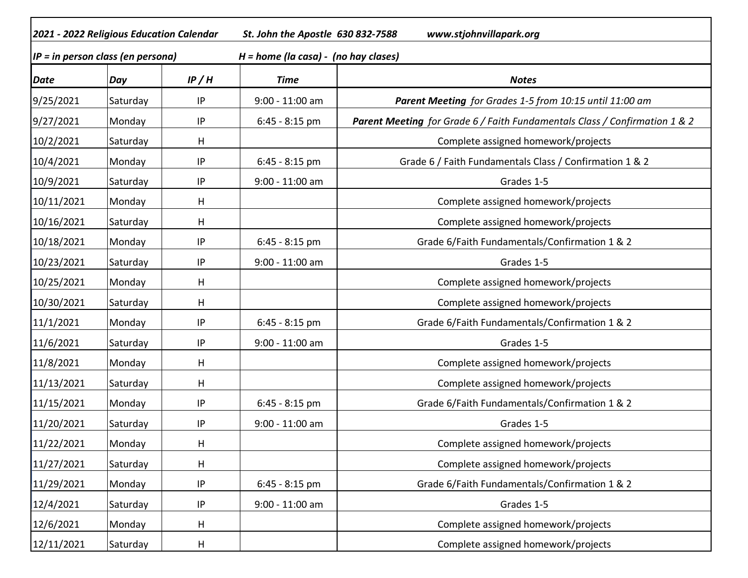***2021 - 2022 Religious Education Calendar*** ***St. John the Apostle 630 832-7588*** ***www.stjohnvillapark.org***

***IP = in person class (en persona)*** ***H = home (la casa) - (no hay clases)***

| *Date* | *Day* | *IP / H* | *Time* | *Notes* |
|---|---|---|---|---|
| 9/25/2021 | Saturday | IP | 9:00 - 11:00 am | ***Parent Meeting*** *for Grades 1-5 from 10:15 until 11:00 am* |
| 9/27/2021 | Monday | IP | 6:45 - 8:15 pm | ***Parent Meeting*** *for Grade 6 / Faith Fundamentals Class / Confirmation 1 & 2* |
| 10/2/2021 | Saturday | H | | Complete assigned homework/projects |
| 10/4/2021 | Monday | IP | 6:45 - 8:15 pm | Grade 6 / Faith Fundamentals Class / Confirmation 1 & 2 |
| 10/9/2021 | Saturday | IP | 9:00 - 11:00 am | Grades 1-5 |
| 10/11/2021 | Monday | H | | Complete assigned homework/projects |
| 10/16/2021 | Saturday | H | | Complete assigned homework/projects |
| 10/18/2021 | Monday | IP | 6:45 - 8:15 pm | Grade 6/Faith Fundamentals/Confirmation 1 & 2 |
| 10/23/2021 | Saturday | IP | 9:00 - 11:00 am | Grades 1-5 |
| 10/25/2021 | Monday | H | | Complete assigned homework/projects |
| 10/30/2021 | Saturday | H | | Complete assigned homework/projects |
| 11/1/2021 | Monday | IP | 6:45 - 8:15 pm | Grade 6/Faith Fundamentals/Confirmation 1 & 2 |
| 11/6/2021 | Saturday | IP | 9:00 - 11:00 am | Grades 1-5 |
| 11/8/2021 | Monday | H | | Complete assigned homework/projects |
| 11/13/2021 | Saturday | H | | Complete assigned homework/projects |
| 11/15/2021 | Monday | IP | 6:45 - 8:15 pm | Grade 6/Faith Fundamentals/Confirmation 1 & 2 |
| 11/20/2021 | Saturday | IP | 9:00 - 11:00 am | Grades 1-5 |
| 11/22/2021 | Monday | H | | Complete assigned homework/projects |
| 11/27/2021 | Saturday | H | | Complete assigned homework/projects |
| 11/29/2021 | Monday | IP | 6:45 - 8:15 pm | Grade 6/Faith Fundamentals/Confirmation 1 & 2 |
| 12/4/2021 | Saturday | IP | 9:00 - 11:00 am | Grades 1-5 |
| 12/6/2021 | Monday | H | | Complete assigned homework/projects |
| 12/11/2021 | Saturday | H | | Complete assigned homework/projects |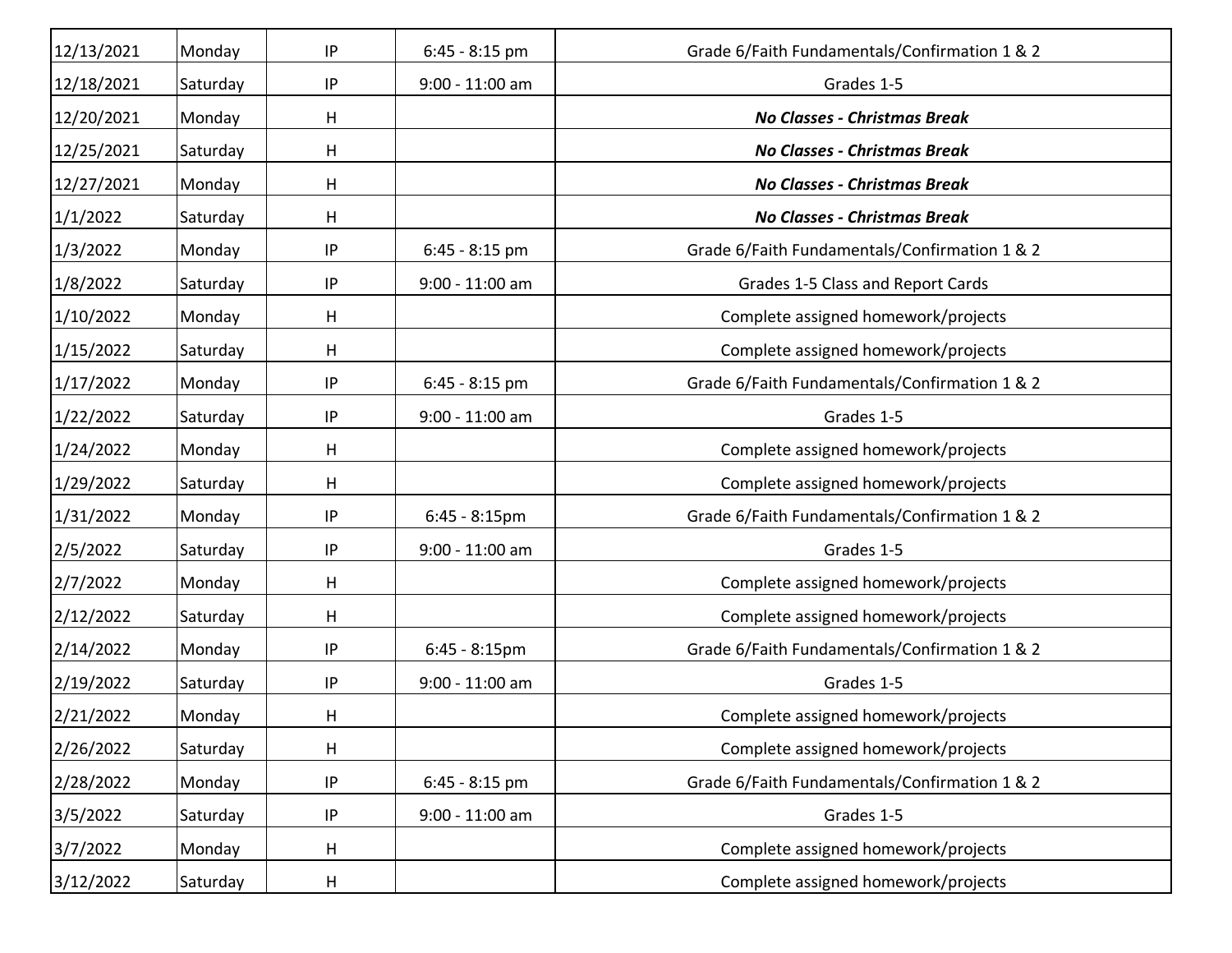| | | | | |
|---|---|---|---|---|
| 12/13/2021 | Monday | IP | 6:45 - 8:15 pm | Grade 6/Faith Fundamentals/Confirmation 1 & 2 |
| 12/18/2021 | Saturday | IP | 9:00 - 11:00 am | Grades 1-5 |
| 12/20/2021 | Monday | H | | ***No Classes - Christmas Break*** |
| 12/25/2021 | Saturday | H | | ***No Classes - Christmas Break*** |
| 12/27/2021 | Monday | H | | ***No Classes - Christmas Break*** |
| 1/1/2022 | Saturday | H | | ***No Classes - Christmas Break*** |
| 1/3/2022 | Monday | IP | 6:45 - 8:15 pm | Grade 6/Faith Fundamentals/Confirmation 1 & 2 |
| 1/8/2022 | Saturday | IP | 9:00 - 11:00 am | Grades 1-5 Class and Report Cards |
| 1/10/2022 | Monday | H | | Complete assigned homework/projects |
| 1/15/2022 | Saturday | H | | Complete assigned homework/projects |
| 1/17/2022 | Monday | IP | 6:45 - 8:15 pm | Grade 6/Faith Fundamentals/Confirmation 1 & 2 |
| 1/22/2022 | Saturday | IP | 9:00 - 11:00 am | Grades 1-5 |
| 1/24/2022 | Monday | H | | Complete assigned homework/projects |
| 1/29/2022 | Saturday | H | | Complete assigned homework/projects |
| 1/31/2022 | Monday | IP | 6:45 - 8:15pm | Grade 6/Faith Fundamentals/Confirmation 1 & 2 |
| 2/5/2022 | Saturday | IP | 9:00 - 11:00 am | Grades 1-5 |
| 2/7/2022 | Monday | H | | Complete assigned homework/projects |
| 2/12/2022 | Saturday | H | | Complete assigned homework/projects |
| 2/14/2022 | Monday | IP | 6:45 - 8:15pm | Grade 6/Faith Fundamentals/Confirmation 1 & 2 |
| 2/19/2022 | Saturday | IP | 9:00 - 11:00 am | Grades 1-5 |
| 2/21/2022 | Monday | H | | Complete assigned homework/projects |
| 2/26/2022 | Saturday | H | | Complete assigned homework/projects |
| 2/28/2022 | Monday | IP | 6:45 - 8:15 pm | Grade 6/Faith Fundamentals/Confirmation 1 & 2 |
| 3/5/2022 | Saturday | IP | 9:00 - 11:00 am | Grades 1-5 |
| 3/7/2022 | Monday | H | | Complete assigned homework/projects |
| 3/12/2022 | Saturday | H | | Complete assigned homework/projects |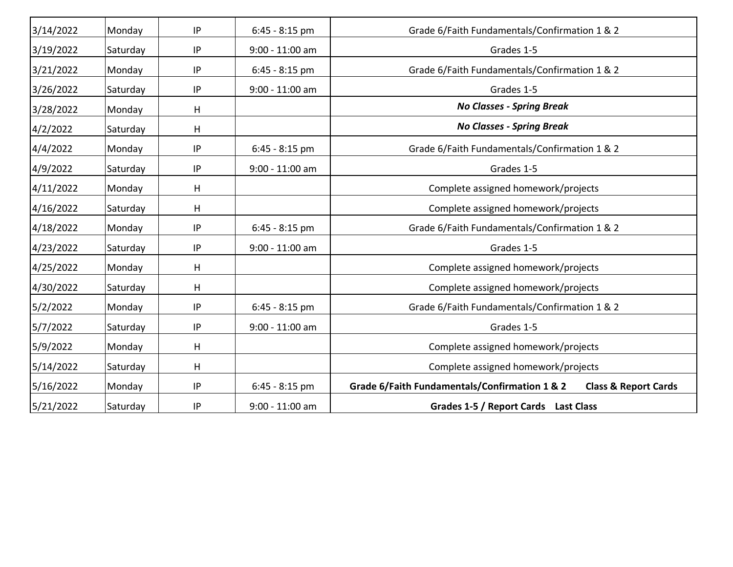| | | | | |
|---|---|---|---|---|
| 3/14/2022 | Monday | IP | 6:45 - 8:15 pm | Grade 6/Faith Fundamentals/Confirmation 1 & 2 |
| 3/19/2022 | Saturday | IP | 9:00 - 11:00 am | Grades 1-5 |
| 3/21/2022 | Monday | IP | 6:45 - 8:15 pm | Grade 6/Faith Fundamentals/Confirmation 1 & 2 |
| 3/26/2022 | Saturday | IP | 9:00 - 11:00 am | Grades 1-5 |
| 3/28/2022 | Monday | H | | ***No Classes - Spring Break*** |
| 4/2/2022 | Saturday | H | | ***No Classes - Spring Break*** |
| 4/4/2022 | Monday | IP | 6:45 - 8:15 pm | Grade 6/Faith Fundamentals/Confirmation 1 & 2 |
| 4/9/2022 | Saturday | IP | 9:00 - 11:00 am | Grades 1-5 |
| 4/11/2022 | Monday | H | | Complete assigned homework/projects |
| 4/16/2022 | Saturday | H | | Complete assigned homework/projects |
| 4/18/2022 | Monday | IP | 6:45 - 8:15 pm | Grade 6/Faith Fundamentals/Confirmation 1 & 2 |
| 4/23/2022 | Saturday | IP | 9:00 - 11:00 am | Grades 1-5 |
| 4/25/2022 | Monday | H | | Complete assigned homework/projects |
| 4/30/2022 | Saturday | H | | Complete assigned homework/projects |
| 5/2/2022 | Monday | IP | 6:45 - 8:15 pm | Grade 6/Faith Fundamentals/Confirmation 1 & 2 |
| 5/7/2022 | Saturday | IP | 9:00 - 11:00 am | Grades 1-5 |
| 5/9/2022 | Monday | H | | Complete assigned homework/projects |
| 5/14/2022 | Saturday | H | | Complete assigned homework/projects |
| 5/16/2022 | Monday | IP | 6:45 - 8:15 pm | **Grade 6/Faith Fundamentals/Confirmation 1 & 2 Class & Report Cards** |
| 5/21/2022 | Saturday | IP | 9:00 - 11:00 am | **Grades 1-5 / Report Cards Last Class** |